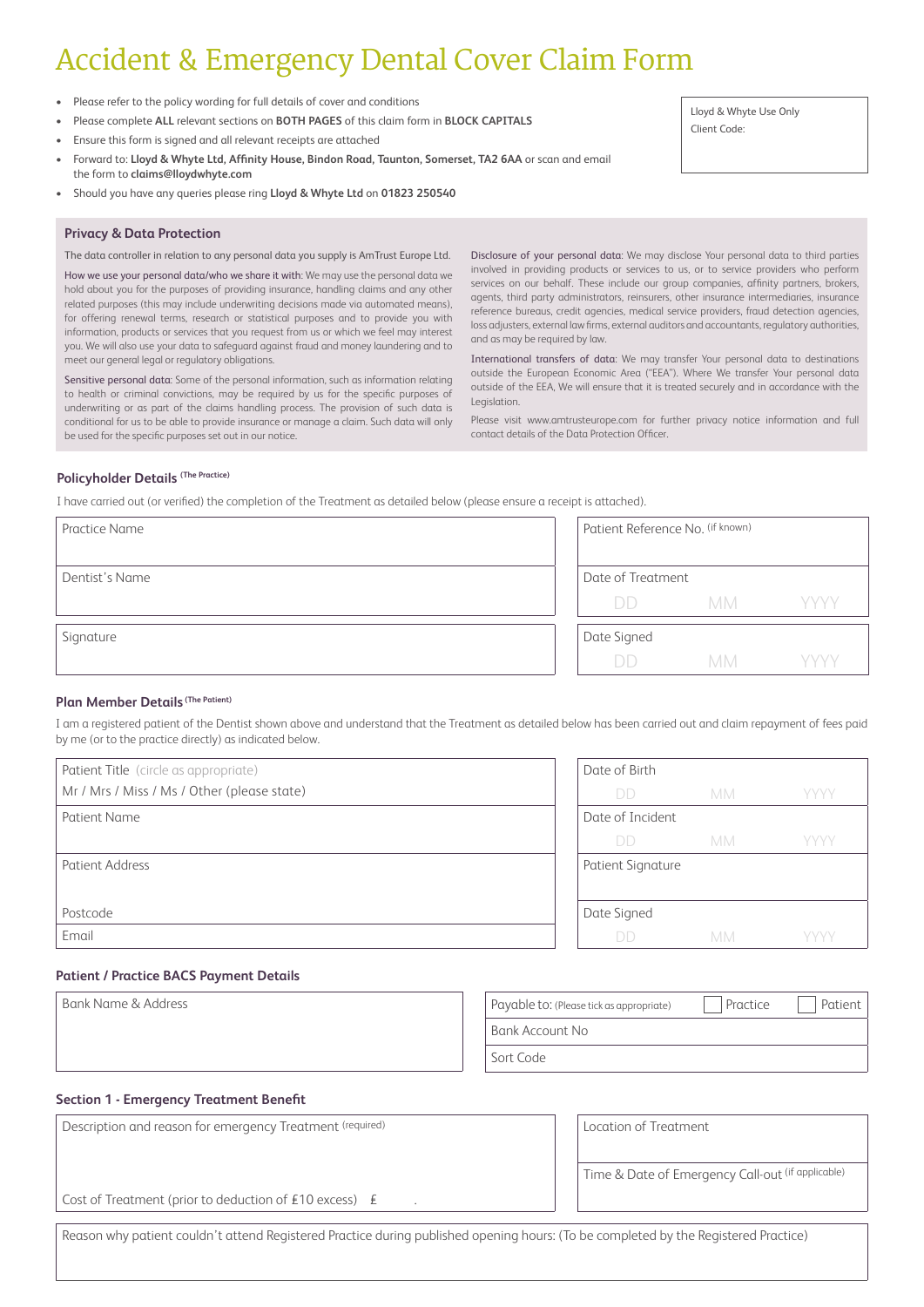# Accident & Emergency Dental Cover Claim Form

- Please refer to the policy wording for full details of cover and conditions
- Please complete **ALL** relevant sections on **BOTH PAGES** of this claim form in **BLOCK CAPITALS**
- Ensure this form is signed and all relevant receipts are attached
- Forward to: **Lloyd & Whyte Ltd, Affinity House, Bindon Road, Taunton, Somerset, TA2 6AA** or scan and email the form to **claims@lloydwhyte.com**
- Should you have any queries please ring **Lloyd & Whyte Ltd** on **01823 250540**

| Lloyd & Whyte Use Only |
|---|
| Client Code: |

## Privacy & Data Protection

The data controller in relation to any personal data you supply is AmTrust Europe Ltd.

How we use your personal data/who we share it with: We may use the personal data we hold about you for the purposes of providing insurance, handling claims and any other related purposes (this may include underwriting decisions made via automated means), for offering renewal terms, research or statistical purposes and to provide you with information, products or services that you request from us or which we feel may interest you. We will also use your data to safeguard against fraud and money laundering and to meet our general legal or regulatory obligations.

Sensitive personal data: Some of the personal information, such as information relating to health or criminal convictions, may be required by us for the specific purposes of underwriting or as part of the claims handling process. The provision of such data is conditional for us to be able to provide insurance or manage a claim. Such data will only be used for the specific purposes set out in our notice.

Disclosure of your personal data: We may disclose Your personal data to third parties involved in providing products or services to us, or to service providers who perform services on our behalf. These include our group companies, affinity partners, brokers, agents, third party administrators, reinsurers, other insurance intermediaries, insurance reference bureaus, credit agencies, medical service providers, fraud detection agencies, loss adjusters, external law firms, external auditors and accountants, regulatory authorities, and as may be required by law.

International transfers of data: We may transfer Your personal data to destinations outside the European Economic Area ("EEA"). Where We transfer Your personal data outside of the EEA, We will ensure that it is treated securely and in accordance with the Legislation.

Please visit www.amtrusteurope.com for further privacy notice information and full contact details of the Data Protection Officer.

### Policyholder Details (The Practice)

I have carried out (or verified) the completion of the Treatment as detailed below (please ensure a receipt is attached).

| | |
|---|---|
| Practice Name | Patient Reference No. (if known) |
| Dentist's Name | Date of Treatment DD MM YYYY |
| Signature | Date Signed DD MM YYYY |

### Plan Member Details (The Patient)

I am a registered patient of the Dentist shown above and understand that the Treatment as detailed below has been carried out and claim repayment of fees paid by me (or to the practice directly) as indicated below.

| | |
|---|---|
| Patient Title (circle as appropriate) Mr / Mrs / Miss / Ms / Other (please state) | Date of Birth DD MM YYYY |
| Patient Name | Date of Incident DD MM YYYY |
| Patient Address | Patient Signature |
| Postcode | Date Signed DD MM YYYY |
| Email | |

### Patient / Practice BACS Payment Details

| | |
|---|---|
| Bank Name & Address | Payable to: (Please tick as appropriate) ☐ Practice ☐ Patient |
| | Bank Account No |
| | Sort Code |

### Section 1 - Emergency Treatment Benefit

| | |
|---|---|
| Description and reason for emergency Treatment (required) | Location of Treatment |
| Cost of Treatment (prior to deduction of £10 excess) £ . | Time & Date of Emergency Call-out (if applicable) |

Reason why patient couldn't attend Registered Practice during published opening hours: (To be completed by the Registered Practice)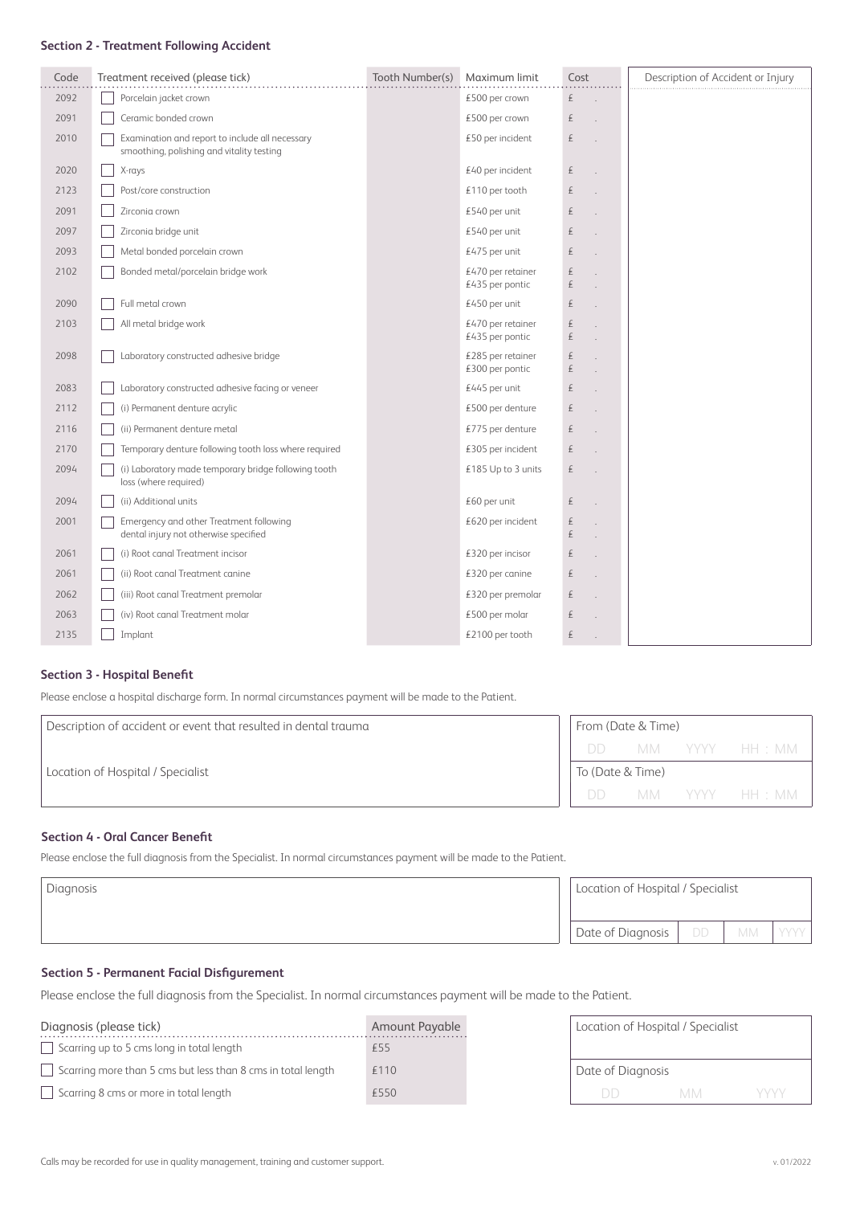## Section 2 - Treatment Following Accident

| Code | Treatment received (please tick) | Tooth Number(s) | Maximum limit | Cost | Description of Accident or Injury |
|---|---|---|---|---|---|
| 2092 | ☐ Porcelain jacket crown | | £500 per crown | £ . | |
| 2091 | ☐ Ceramic bonded crown | | £500 per crown | £ . | |
| 2010 | ☐ Examination and report to include all necessary smoothing, polishing and vitality testing | | £50 per incident | £ . | |
| 2020 | ☐ X-rays | | £40 per incident | £ . | |
| 2123 | ☐ Post/core construction | | £110 per tooth | £ . | |
| 2091 | ☐ Zirconia crown | | £540 per unit | £ . | |
| 2097 | ☐ Zirconia bridge unit | | £540 per unit | £ . | |
| 2093 | ☐ Metal bonded porcelain crown | | £475 per unit | £ . | |
| 2102 | ☐ Bonded metal/porcelain bridge work | | £470 per retainer<br>£435 per pontic | £ .<br>£ . | |
| 2090 | ☐ Full metal crown | | £450 per unit | £ . | |
| 2103 | ☐ All metal bridge work | | £470 per retainer<br>£435 per pontic | £ .<br>£ . | |
| 2098 | ☐ Laboratory constructed adhesive bridge | | £285 per retainer<br>£300 per pontic | £ .<br>£ . | |
| 2083 | ☐ Laboratory constructed adhesive facing or veneer | | £445 per unit | £ . | |
| 2112 | ☐ (i) Permanent denture acrylic | | £500 per denture | £ . | |
| 2116 | ☐ (ii) Permanent denture metal | | £775 per denture | £ . | |
| 2170 | ☐ Temporary denture following tooth loss where required | | £305 per incident | £ . | |
| 2094 | ☐ (i) Laboratory made temporary bridge following tooth loss (where required) | | £185 Up to 3 units | £ . | |
| 2094 | ☐ (ii) Additional units | | £60 per unit | £ . | |
| 2001 | ☐ Emergency and other Treatment following dental injury not otherwise specified | | £620 per incident | £ .<br>£ . | |
| 2061 | ☐ (i) Root canal Treatment incisor | | £320 per incisor | £ . | |
| 2061 | ☐ (ii) Root canal Treatment canine | | £320 per canine | £ . | |
| 2062 | ☐ (iii) Root canal Treatment premolar | | £320 per premolar | £ . | |
| 2063 | ☐ (iv) Root canal Treatment molar | | £500 per molar | £ . | |
| 2135 | ☐ Implant | | £2100 per tooth | £ . | |

## Section 3 - Hospital Benefit

Please enclose a hospital discharge form. In normal circumstances payment will be made to the Patient.

| Description of accident or event that resulted in dental trauma | From (Date & Time) |
|---|---|
| | DD MM YYYY HH : MM |
| Location of Hospital / Specialist | To (Date & Time) |
| | DD MM YYYY HH : MM |

## Section 4 - Oral Cancer Benefit

Please enclose the full diagnosis from the Specialist. In normal circumstances payment will be made to the Patient.

| Diagnosis | Location of Hospital / Specialist |
|---|---|
| | Date of Diagnosis DD MM YYYY |

## Section 5 - Permanent Facial Disfigurement

Please enclose the full diagnosis from the Specialist. In normal circumstances payment will be made to the Patient.

| Diagnosis (please tick) | Amount Payable |
|---|---|
| ☐ Scarring up to 5 cms long in total length | £55 |
| ☐ Scarring more than 5 cms but less than 8 cms in total length | £110 |
| ☐ Scarring 8 cms or more in total length | £550 |

| Location of Hospital / Specialist |
|---|
| |
| Date of Diagnosis |
| DD MM YYYY |

Calls may be recorded for use in quality management, training and customer support.

v. 01/2022